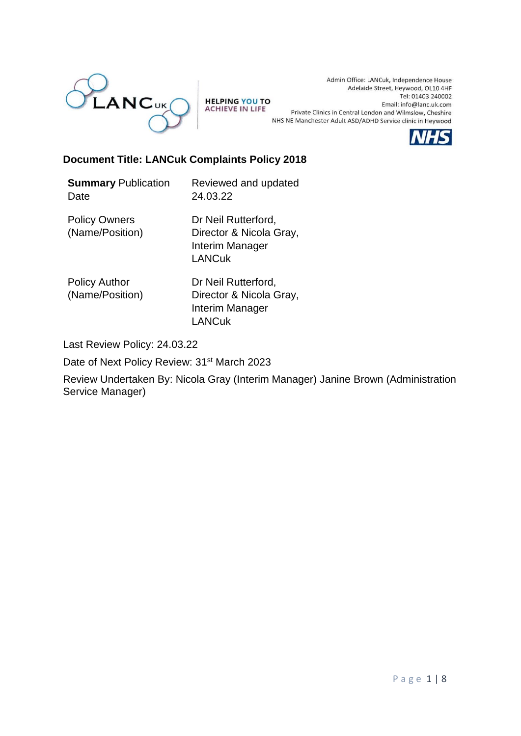LANCuk

HELPING YOU TO ACHIEVE IN LIFE

Admin Office: LANCuk, Independence House
Adelaide Street, Heywood, OL10 4HF
Tel: 01403 240002
Email: info@lanc.uk.com
Private Clinics in Central London and Wilmslow, Cheshire
NHS NE Manchester Adult ASD/ADHD Service clinic in Heywood

NHS

**Document Title: LANCuk Complaints Policy 2018**

| | |
|---|---|
| **Summary** Publication Date | Reviewed and updated 24.03.22 |
| Policy Owners (Name/Position) | Dr Neil Rutterford, Director & Nicola Gray, Interim Manager LANCuk |
| Policy Author (Name/Position) | Dr Neil Rutterford, Director & Nicola Gray, Interim Manager LANCuk |

Last Review Policy: 24.03.22

Date of Next Policy Review: 31st March 2023

Review Undertaken By: Nicola Gray (Interim Manager) Janine Brown (Administration Service Manager)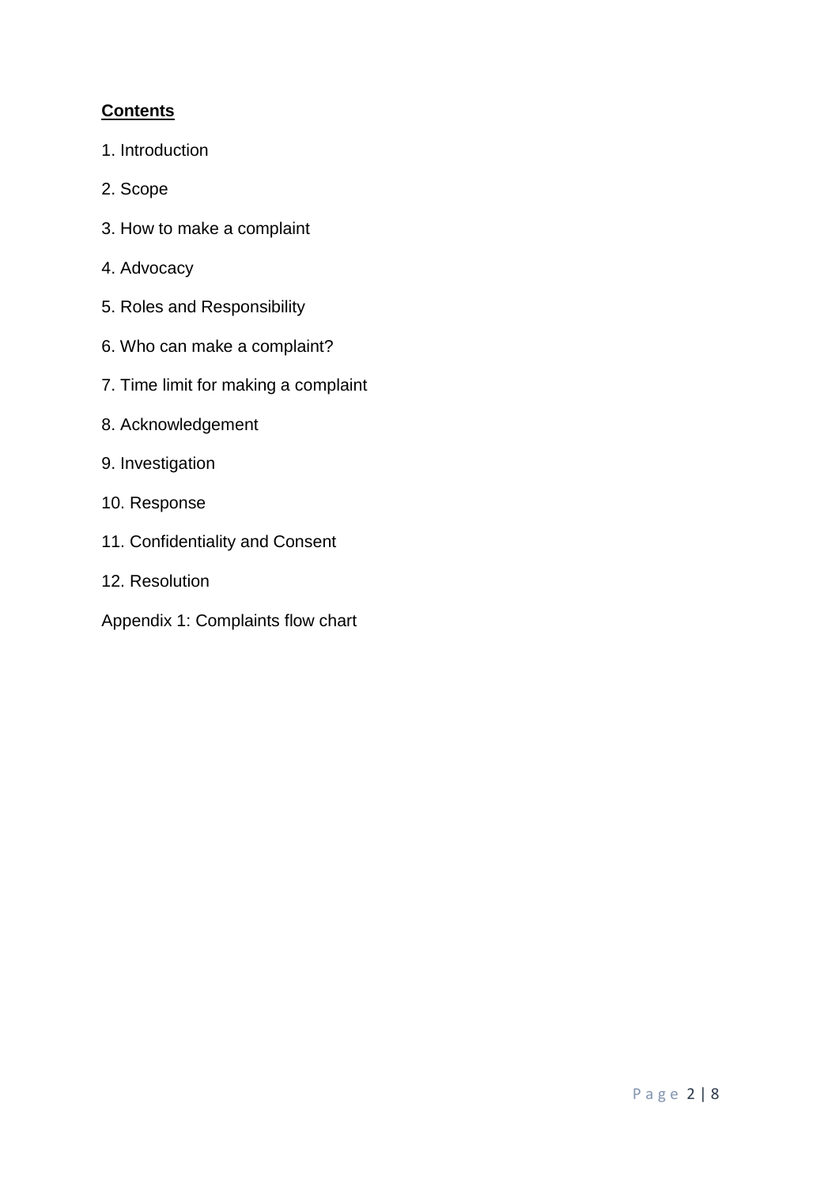**Contents**

1. Introduction

2. Scope

3. How to make a complaint

4. Advocacy

5. Roles and Responsibility

6. Who can make a complaint?

7. Time limit for making a complaint

8. Acknowledgement

9. Investigation

10. Response

11. Confidentiality and Consent

12. Resolution

Appendix 1: Complaints flow chart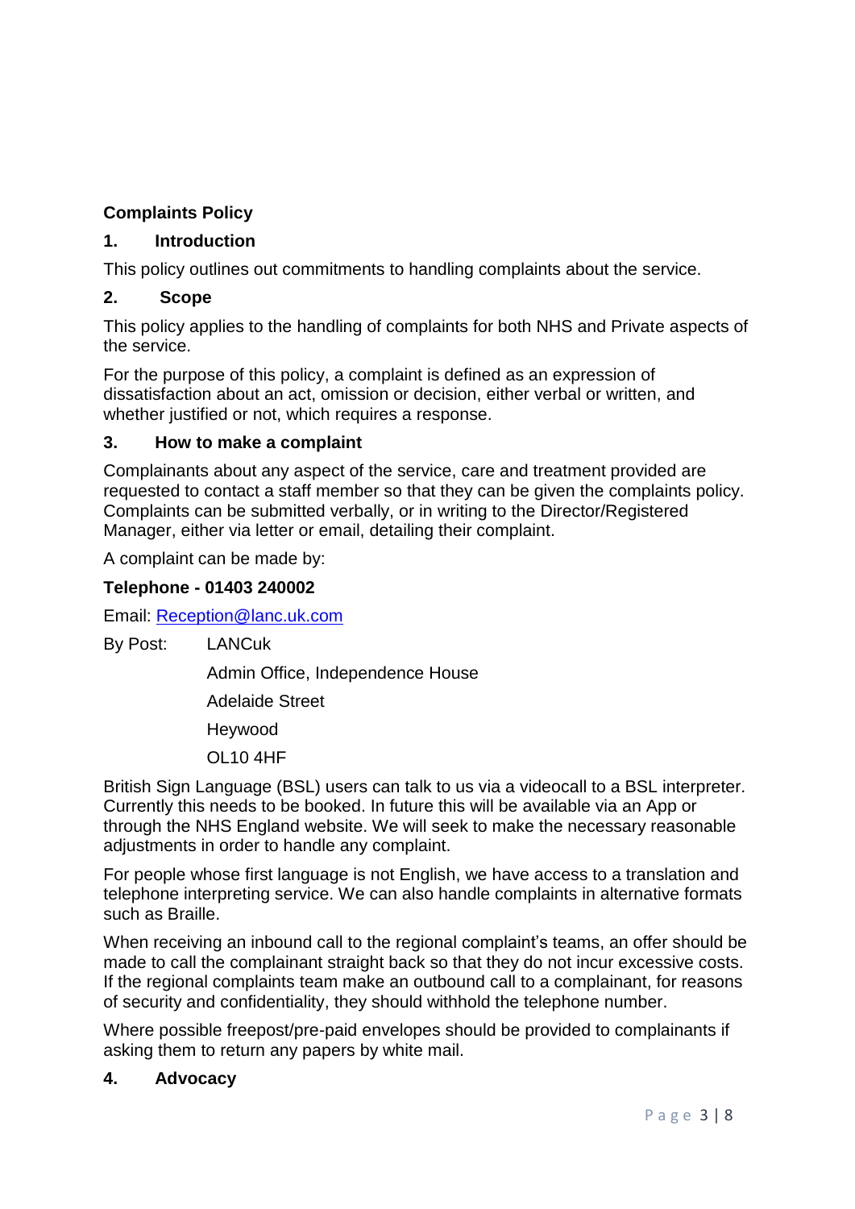## Complaints Policy

### 1. Introduction

This policy outlines out commitments to handling complaints about the service.

### 2. Scope

This policy applies to the handling of complaints for both NHS and Private aspects of the service.

For the purpose of this policy, a complaint is defined as an expression of dissatisfaction about an act, omission or decision, either verbal or written, and whether justified or not, which requires a response.

### 3. How to make a complaint

Complainants about any aspect of the service, care and treatment provided are requested to contact a staff member so that they can be given the complaints policy. Complaints can be submitted verbally, or in writing to the Director/Registered Manager, either via letter or email, detailing their complaint.

A complaint can be made by:

**Telephone - 01403 240002**

Email: Reception@lanc.uk.com

By Post: LANCuk
Admin Office, Independence House
Adelaide Street
Heywood
OL10 4HF

British Sign Language (BSL) users can talk to us via a videocall to a BSL interpreter. Currently this needs to be booked. In future this will be available via an App or through the NHS England website. We will seek to make the necessary reasonable adjustments in order to handle any complaint.

For people whose first language is not English, we have access to a translation and telephone interpreting service. We can also handle complaints in alternative formats such as Braille.

When receiving an inbound call to the regional complaint's teams, an offer should be made to call the complainant straight back so that they do not incur excessive costs. If the regional complaints team make an outbound call to a complainant, for reasons of security and confidentiality, they should withhold the telephone number.

Where possible freepost/pre-paid envelopes should be provided to complainants if asking them to return any papers by white mail.

### 4. Advocacy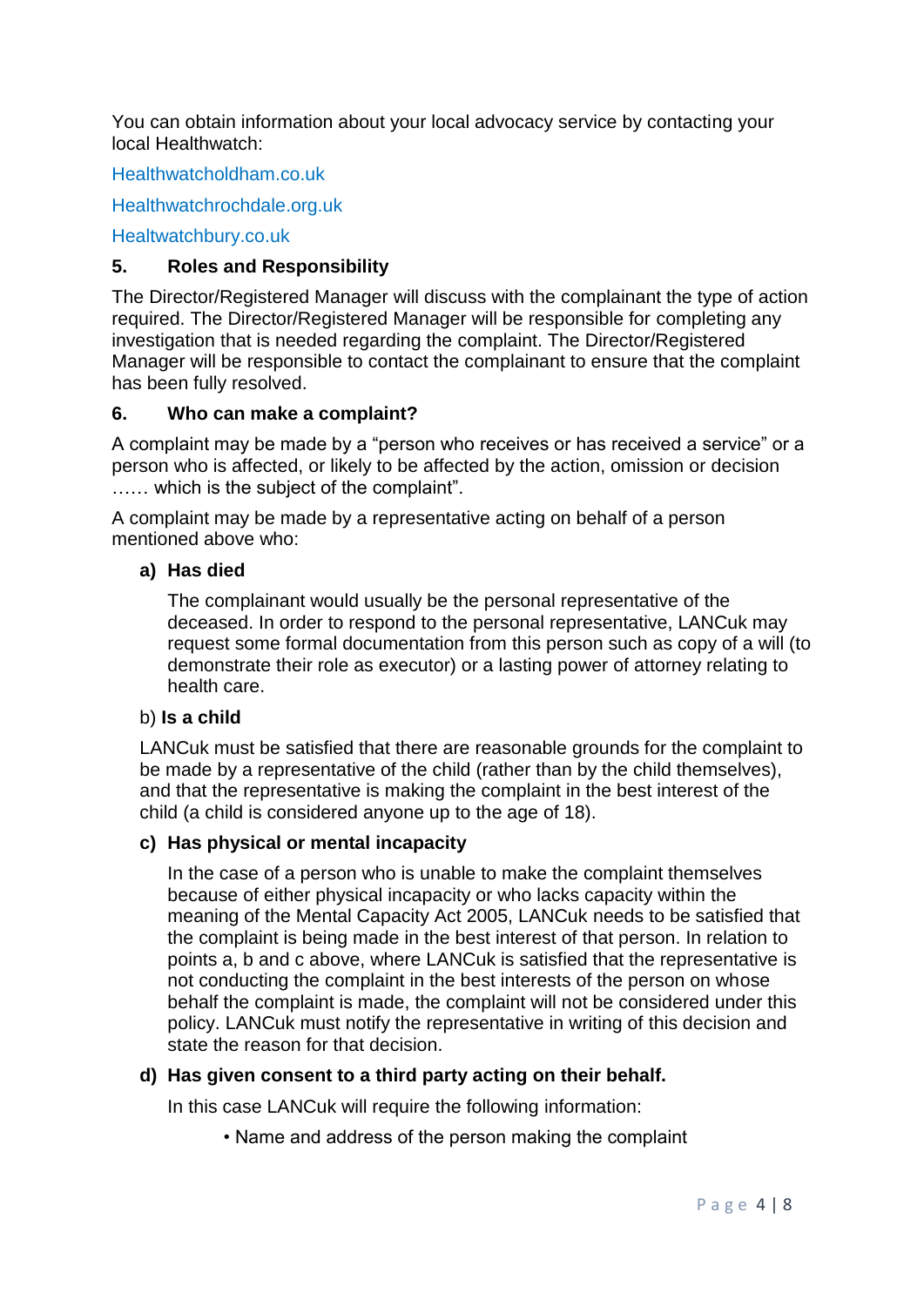You can obtain information about your local advocacy service by contacting your local Healthwatch:

Healthwatcholdham.co.uk

Healthwatchrochdale.org.uk

Healtwatchbury.co.uk

## 5. Roles and Responsibility

The Director/Registered Manager will discuss with the complainant the type of action required. The Director/Registered Manager will be responsible for completing any investigation that is needed regarding the complaint. The Director/Registered Manager will be responsible to contact the complainant to ensure that the complaint has been fully resolved.

## 6. Who can make a complaint?

A complaint may be made by a "person who receives or has received a service" or a person who is affected, or likely to be affected by the action, omission or decision …… which is the subject of the complaint".

A complaint may be made by a representative acting on behalf of a person mentioned above who:

**a) Has died**

The complainant would usually be the personal representative of the deceased. In order to respond to the personal representative, LANCuk may request some formal documentation from this person such as copy of a will (to demonstrate their role as executor) or a lasting power of attorney relating to health care.

b) **Is a child**

LANCuk must be satisfied that there are reasonable grounds for the complaint to be made by a representative of the child (rather than by the child themselves), and that the representative is making the complaint in the best interest of the child (a child is considered anyone up to the age of 18).

**c) Has physical or mental incapacity**

In the case of a person who is unable to make the complaint themselves because of either physical incapacity or who lacks capacity within the meaning of the Mental Capacity Act 2005, LANCuk needs to be satisfied that the complaint is being made in the best interest of that person. In relation to points a, b and c above, where LANCuk is satisfied that the representative is not conducting the complaint in the best interests of the person on whose behalf the complaint is made, the complaint will not be considered under this policy. LANCuk must notify the representative in writing of this decision and state the reason for that decision.

**d) Has given consent to a third party acting on their behalf.**

In this case LANCuk will require the following information:

- Name and address of the person making the complaint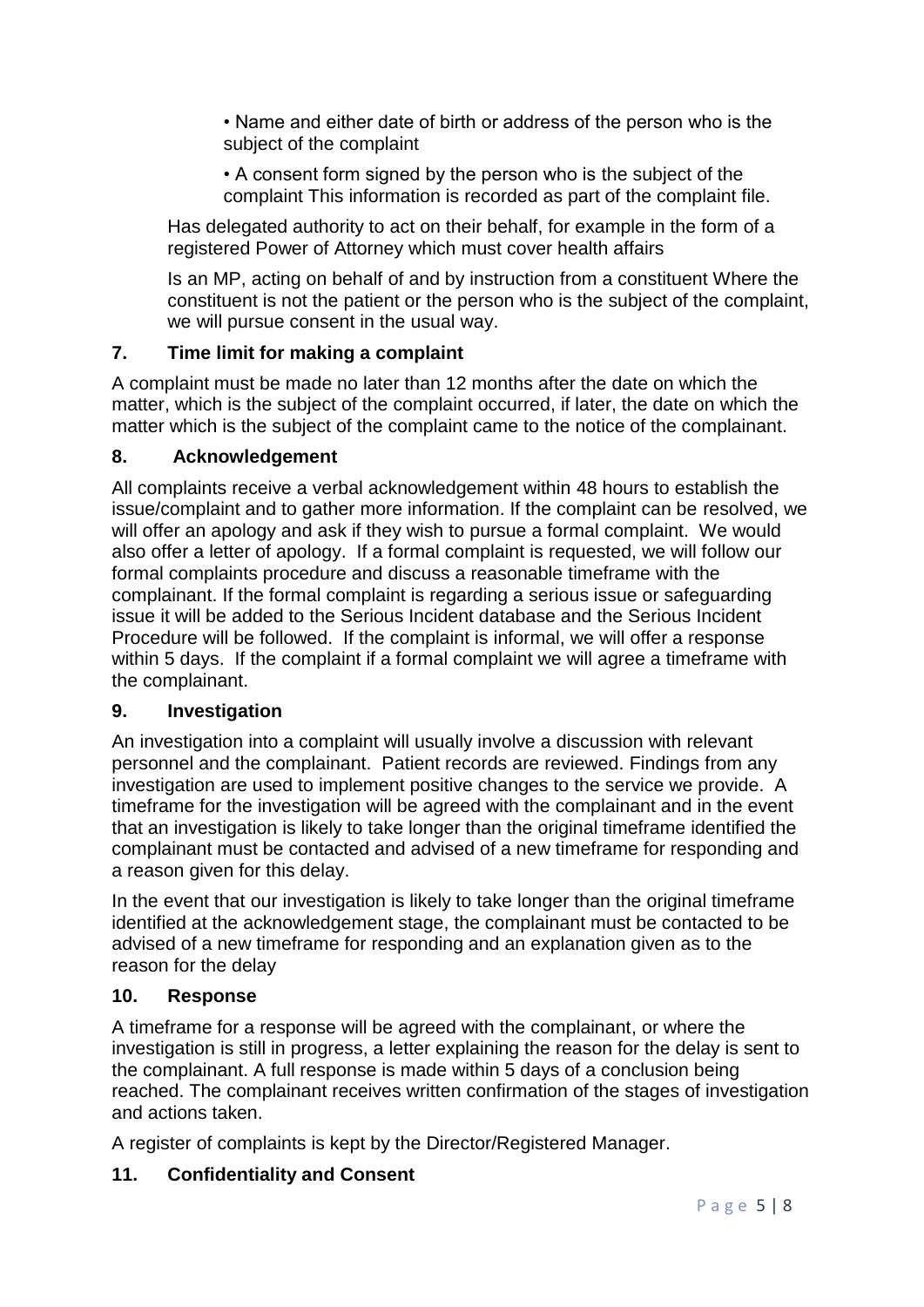- Name and either date of birth or address of the person who is the subject of the complaint
- A consent form signed by the person who is the subject of the complaint This information is recorded as part of the complaint file.

Has delegated authority to act on their behalf, for example in the form of a registered Power of Attorney which must cover health affairs

Is an MP, acting on behalf of and by instruction from a constituent Where the constituent is not the patient or the person who is the subject of the complaint, we will pursue consent in the usual way.

## 7. Time limit for making a complaint

A complaint must be made no later than 12 months after the date on which the matter, which is the subject of the complaint occurred, if later, the date on which the matter which is the subject of the complaint came to the notice of the complainant.

## 8. Acknowledgement

All complaints receive a verbal acknowledgement within 48 hours to establish the issue/complaint and to gather more information. If the complaint can be resolved, we will offer an apology and ask if they wish to pursue a formal complaint. We would also offer a letter of apology. If a formal complaint is requested, we will follow our formal complaints procedure and discuss a reasonable timeframe with the complainant. If the formal complaint is regarding a serious issue or safeguarding issue it will be added to the Serious Incident database and the Serious Incident Procedure will be followed. If the complaint is informal, we will offer a response within 5 days. If the complaint if a formal complaint we will agree a timeframe with the complainant.

## 9. Investigation

An investigation into a complaint will usually involve a discussion with relevant personnel and the complainant. Patient records are reviewed. Findings from any investigation are used to implement positive changes to the service we provide. A timeframe for the investigation will be agreed with the complainant and in the event that an investigation is likely to take longer than the original timeframe identified the complainant must be contacted and advised of a new timeframe for responding and a reason given for this delay.

In the event that our investigation is likely to take longer than the original timeframe identified at the acknowledgement stage, the complainant must be contacted to be advised of a new timeframe for responding and an explanation given as to the reason for the delay

## 10. Response

A timeframe for a response will be agreed with the complainant, or where the investigation is still in progress, a letter explaining the reason for the delay is sent to the complainant. A full response is made within 5 days of a conclusion being reached. The complainant receives written confirmation of the stages of investigation and actions taken.

A register of complaints is kept by the Director/Registered Manager.

## 11. Confidentiality and Consent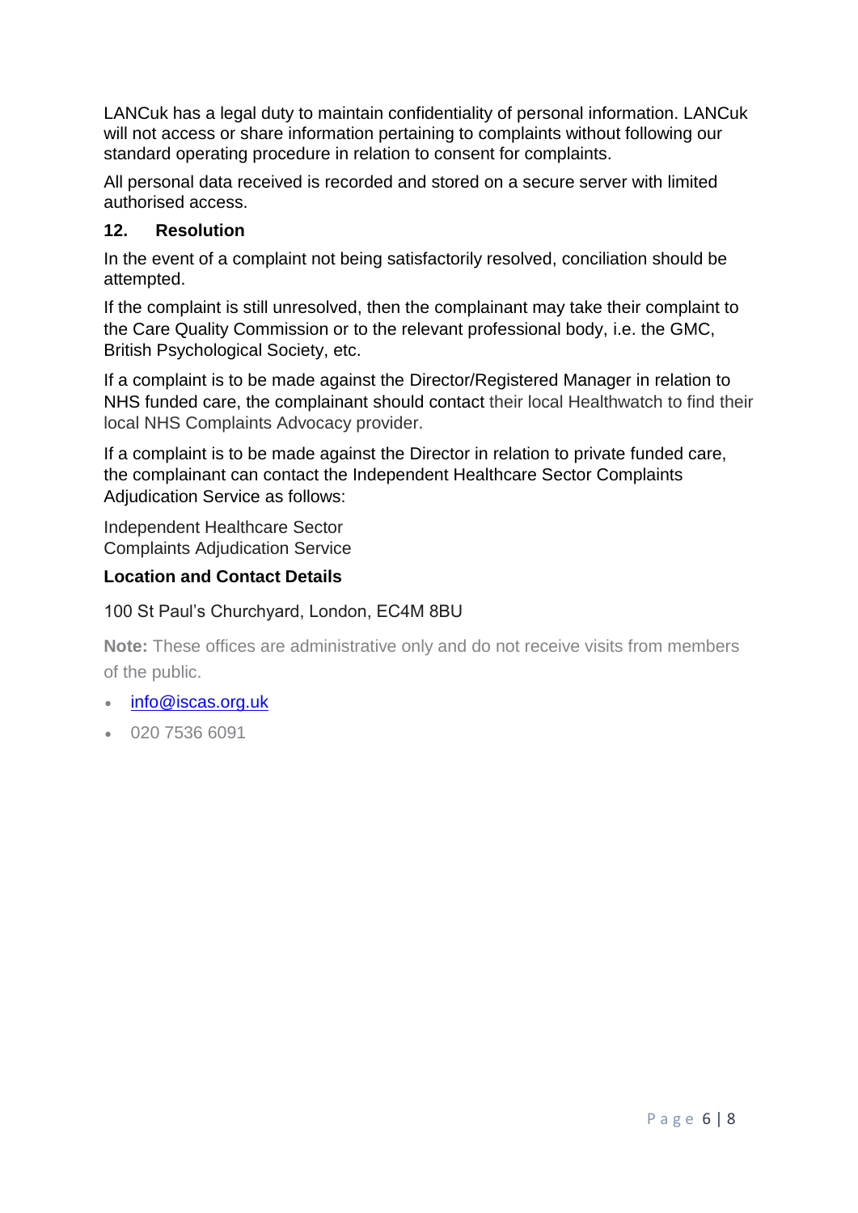LANCuk has a legal duty to maintain confidentiality of personal information. LANCuk will not access or share information pertaining to complaints without following our standard operating procedure in relation to consent for complaints.

All personal data received is recorded and stored on a secure server with limited authorised access.

## 12. Resolution

In the event of a complaint not being satisfactorily resolved, conciliation should be attempted.

If the complaint is still unresolved, then the complainant may take their complaint to the Care Quality Commission or to the relevant professional body, i.e. the GMC, British Psychological Society, etc.

If a complaint is to be made against the Director/Registered Manager in relation to NHS funded care, the complainant should contact their local Healthwatch to find their local NHS Complaints Advocacy provider.

If a complaint is to be made against the Director in relation to private funded care, the complainant can contact the Independent Healthcare Sector Complaints Adjudication Service as follows:

Independent Healthcare Sector
Complaints Adjudication Service

**Location and Contact Details**

100 St Paul's Churchyard, London, EC4M 8BU

**Note:** These offices are administrative only and do not receive visits from members of the public.

- info@iscas.org.uk
- 020 7536 6091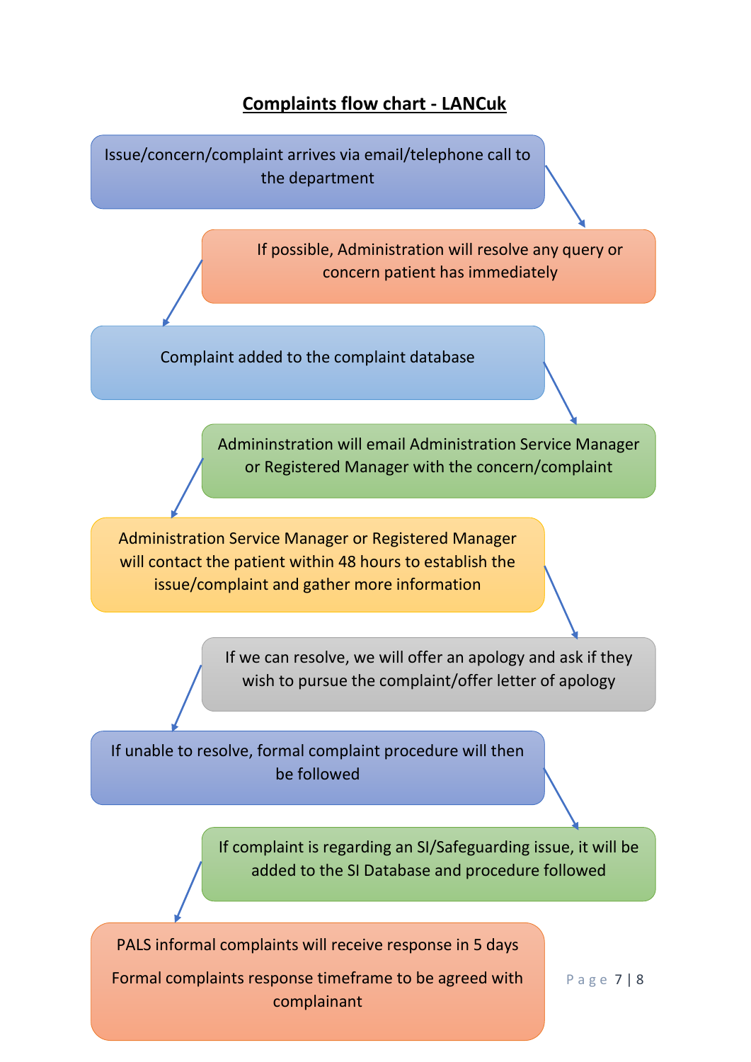# Complaints flow chart - LANCuk

Issue/concern/complaint arrives via email/telephone call to the department

↓

If possible, Administration will resolve any query or concern patient has immediately

↓

Complaint added to the complaint database

↓

Admininstration will email Administration Service Manager or Registered Manager with the concern/complaint

↓

Administration Service Manager or Registered Manager will contact the patient within 48 hours to establish the issue/complaint and gather more information

↓

If we can resolve, we will offer an apology and ask if they wish to pursue the complaint/offer letter of apology

↓

If unable to resolve, formal complaint procedure will then be followed

↓

If complaint is regarding an SI/Safeguarding issue, it will be added to the SI Database and procedure followed

↓

PALS informal complaints will receive response in 5 days

Formal complaints response timeframe to be agreed with complainant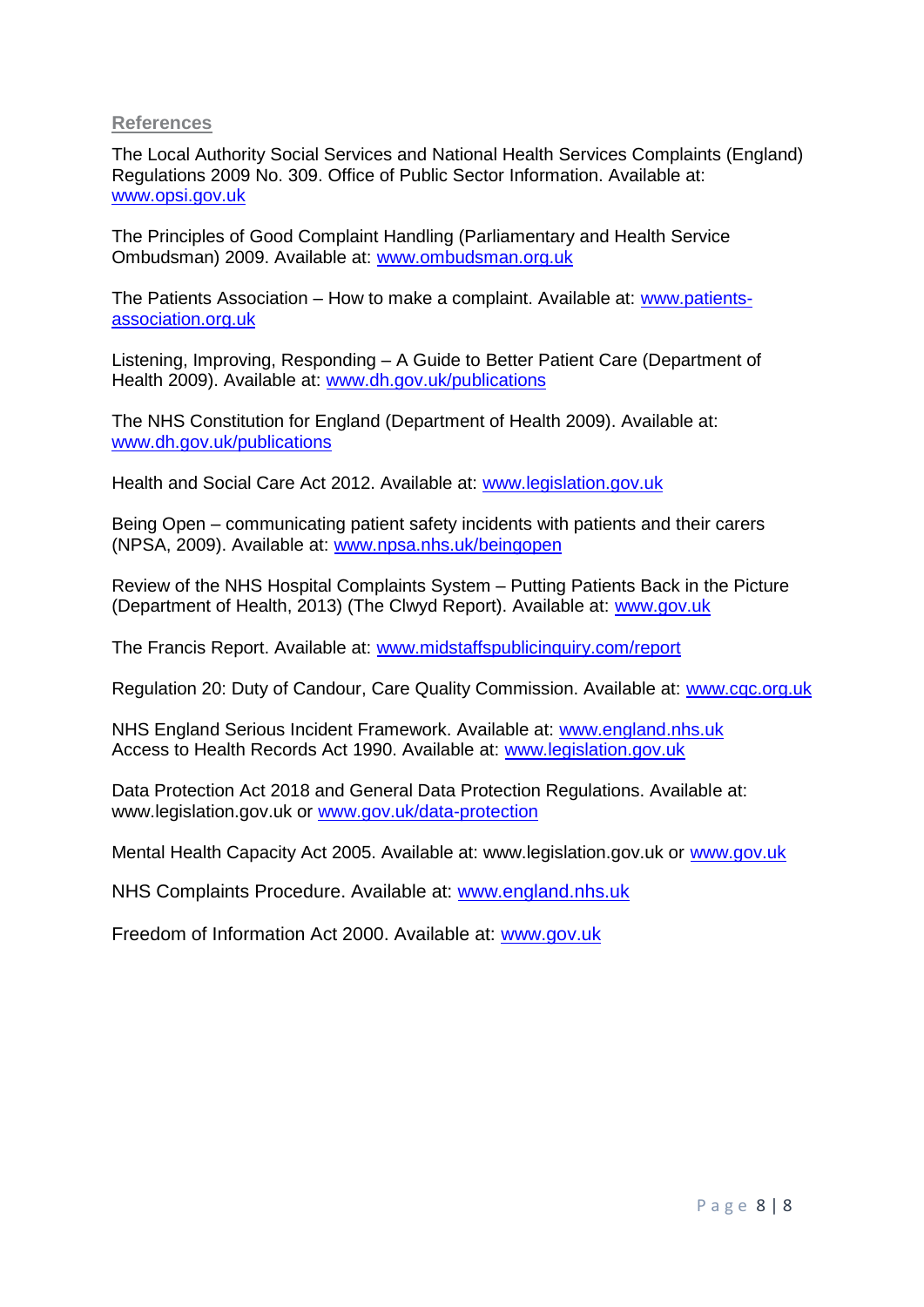## References

The Local Authority Social Services and National Health Services Complaints (England) Regulations 2009 No. 309. Office of Public Sector Information. Available at: www.opsi.gov.uk

The Principles of Good Complaint Handling (Parliamentary and Health Service Ombudsman) 2009. Available at: www.ombudsman.org.uk

The Patients Association – How to make a complaint. Available at: www.patients-association.org.uk

Listening, Improving, Responding – A Guide to Better Patient Care (Department of Health 2009). Available at: www.dh.gov.uk/publications

The NHS Constitution for England (Department of Health 2009). Available at: www.dh.gov.uk/publications

Health and Social Care Act 2012. Available at: www.legislation.gov.uk

Being Open – communicating patient safety incidents with patients and their carers (NPSA, 2009). Available at: www.npsa.nhs.uk/beingopen

Review of the NHS Hospital Complaints System – Putting Patients Back in the Picture (Department of Health, 2013) (The Clwyd Report). Available at: www.gov.uk

The Francis Report. Available at: www.midstaffspublicinquiry.com/report

Regulation 20: Duty of Candour, Care Quality Commission. Available at: www.cqc.org.uk

NHS England Serious Incident Framework. Available at: www.england.nhs.uk
Access to Health Records Act 1990. Available at: www.legislation.gov.uk

Data Protection Act 2018 and General Data Protection Regulations. Available at: www.legislation.gov.uk or www.gov.uk/data-protection

Mental Health Capacity Act 2005. Available at: www.legislation.gov.uk or www.gov.uk

NHS Complaints Procedure. Available at: www.england.nhs.uk

Freedom of Information Act 2000. Available at: www.gov.uk